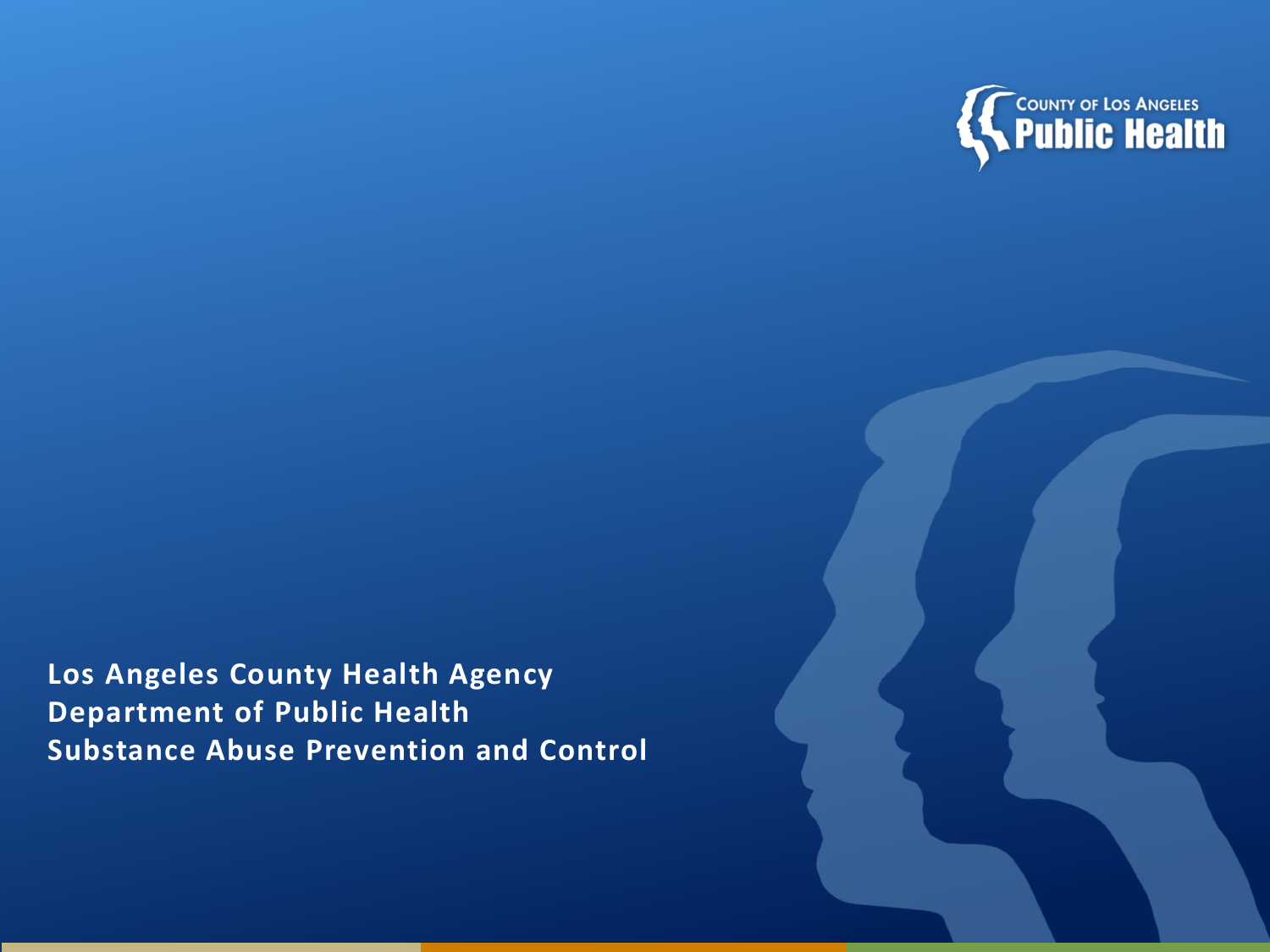COUNTY OF LOS ANGELES
**Public Health**

**Los Angeles County Health Agency**
**Department of Public Health**
**Substance Abuse Prevention and Control**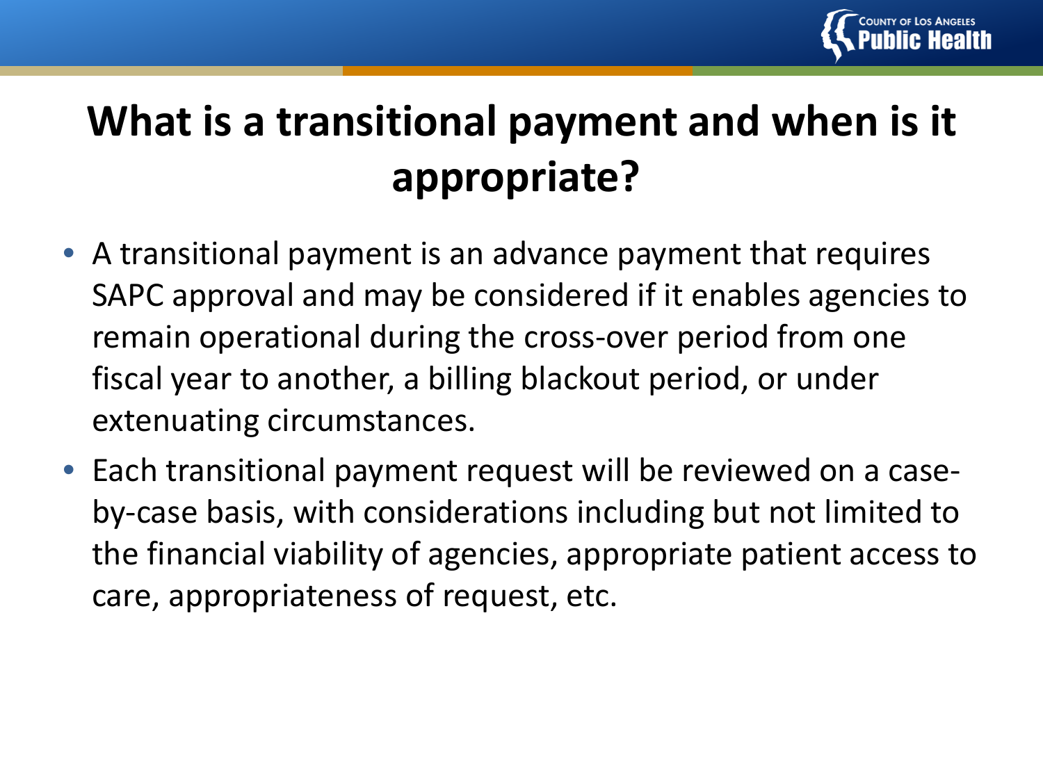# What is a transitional payment and when is it appropriate?

- A transitional payment is an advance payment that requires SAPC approval and may be considered if it enables agencies to remain operational during the cross-over period from one fiscal year to another, a billing blackout period, or under extenuating circumstances.
- Each transitional payment request will be reviewed on a case-by-case basis, with considerations including but not limited to the financial viability of agencies, appropriate patient access to care, appropriateness of request, etc.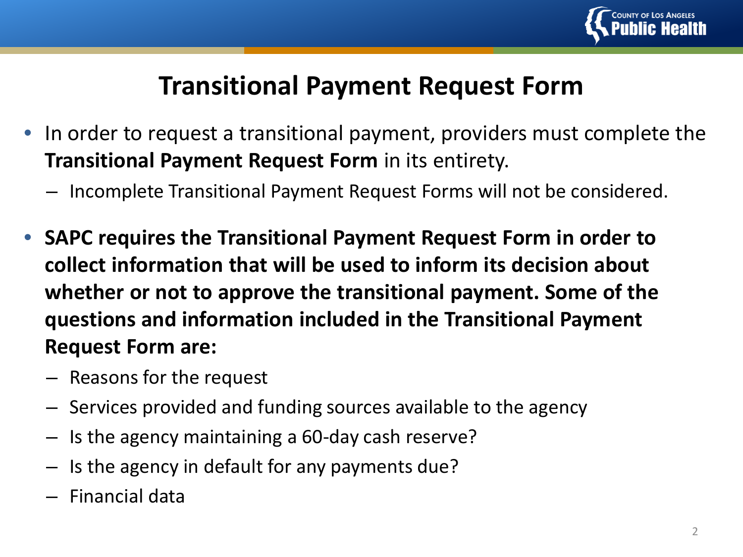# Transitional Payment Request Form

- In order to request a transitional payment, providers must complete the **Transitional Payment Request Form** in its entirety.
  - Incomplete Transitional Payment Request Forms will not be considered.
- **SAPC requires the Transitional Payment Request Form in order to collect information that will be used to inform its decision about whether or not to approve the transitional payment. Some of the questions and information included in the Transitional Payment Request Form are:**
  - Reasons for the request
  - Services provided and funding sources available to the agency
  - Is the agency maintaining a 60-day cash reserve?
  - Is the agency in default for any payments due?
  - Financial data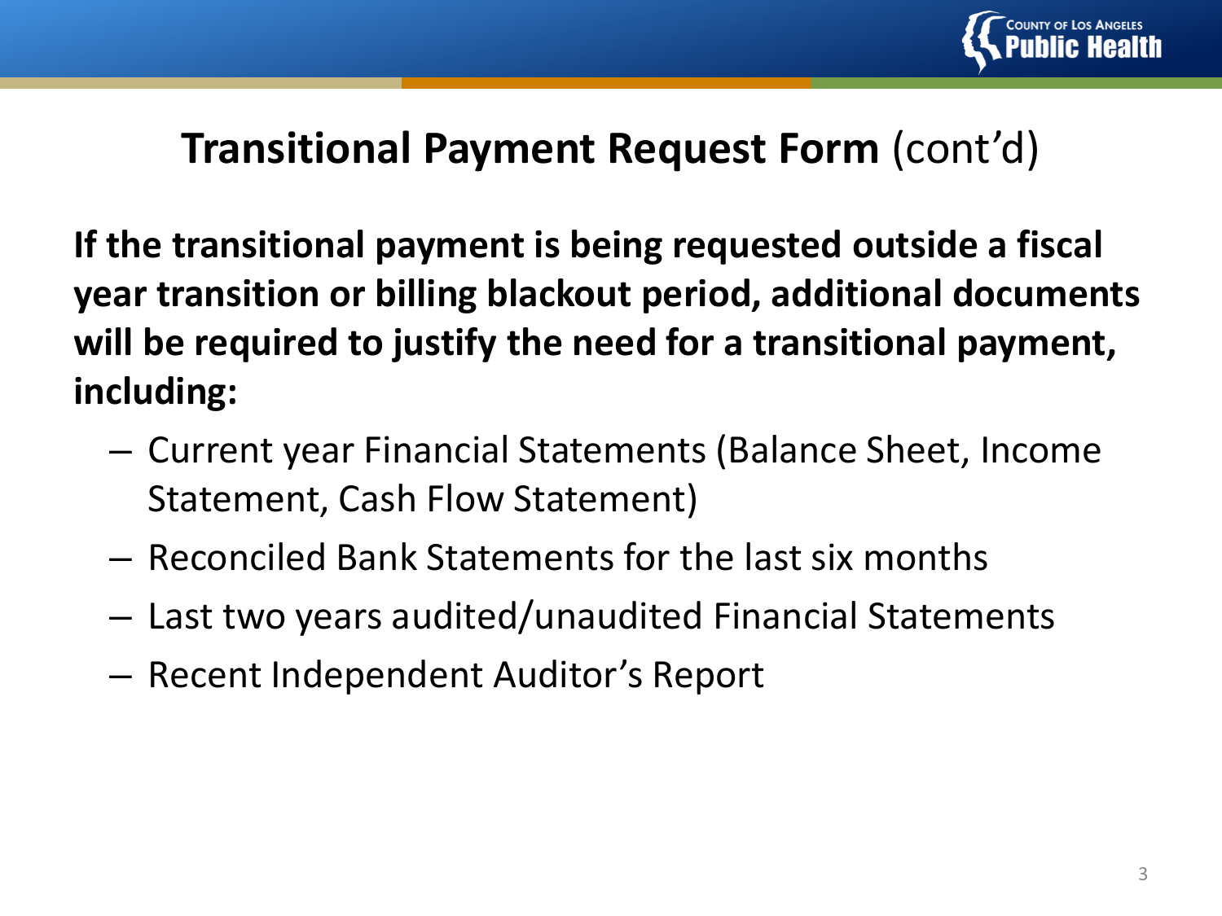## **Transitional Payment Request Form** (cont'd)

**If the transitional payment is being requested outside a fiscal year transition or billing blackout period, additional documents will be required to justify the need for a transitional payment, including:**

- Current year Financial Statements (Balance Sheet, Income Statement, Cash Flow Statement)
- Reconciled Bank Statements for the last six months
- Last two years audited/unaudited Financial Statements
- Recent Independent Auditor's Report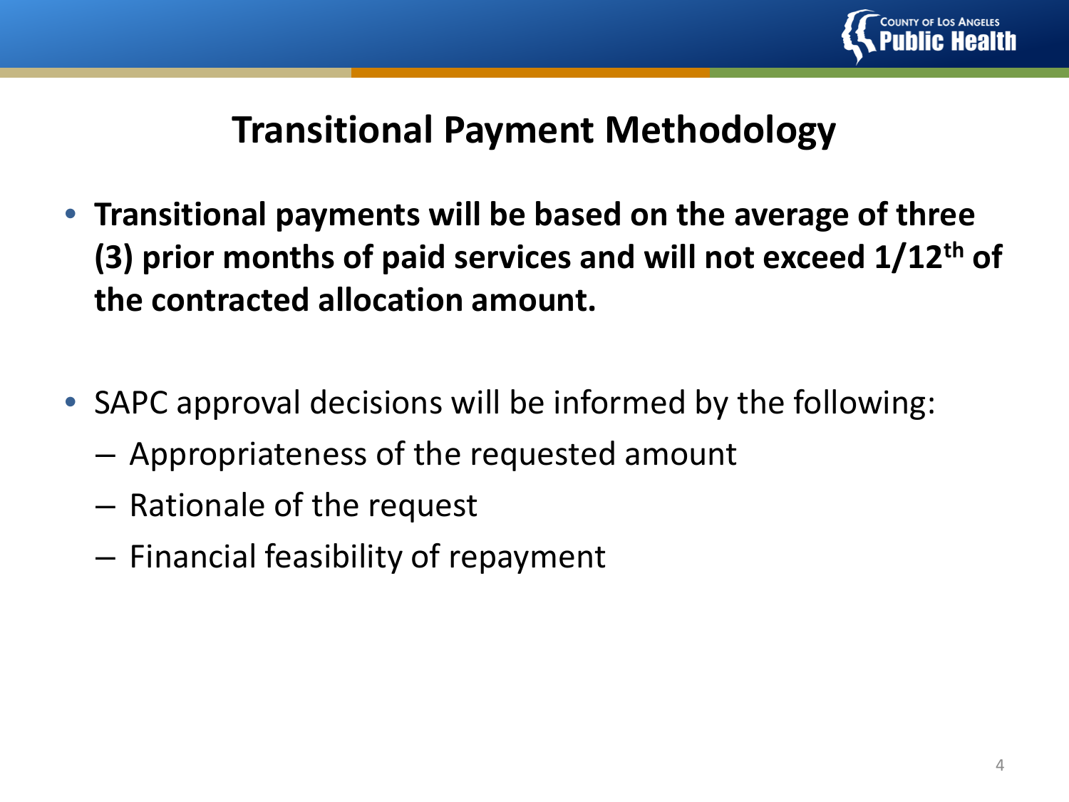# Transitional Payment Methodology

- **Transitional payments will be based on the average of three (3) prior months of paid services and will not exceed 1/12th of the contracted allocation amount.**

- SAPC approval decisions will be informed by the following:
  - Appropriateness of the requested amount
  - Rationale of the request
  - Financial feasibility of repayment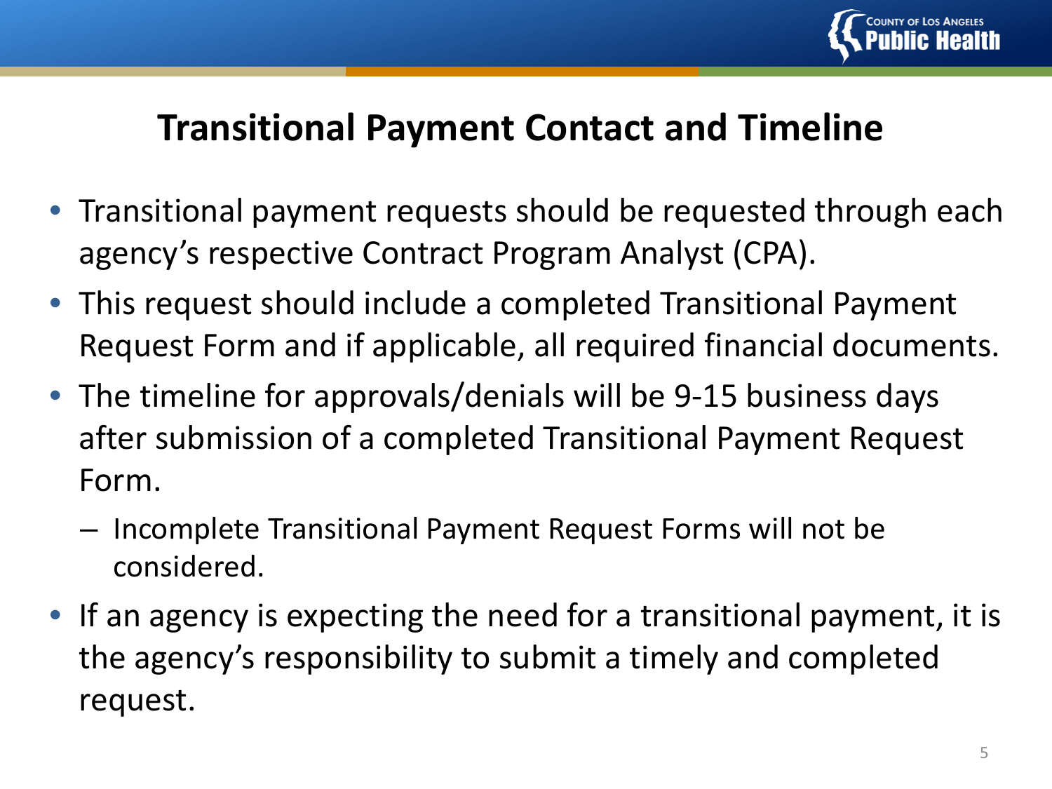# Transitional Payment Contact and Timeline

- Transitional payment requests should be requested through each agency's respective Contract Program Analyst (CPA).
- This request should include a completed Transitional Payment Request Form and if applicable, all required financial documents.
- The timeline for approvals/denials will be 9-15 business days after submission of a completed Transitional Payment Request Form.
  - Incomplete Transitional Payment Request Forms will not be considered.
- If an agency is expecting the need for a transitional payment, it is the agency's responsibility to submit a timely and completed request.